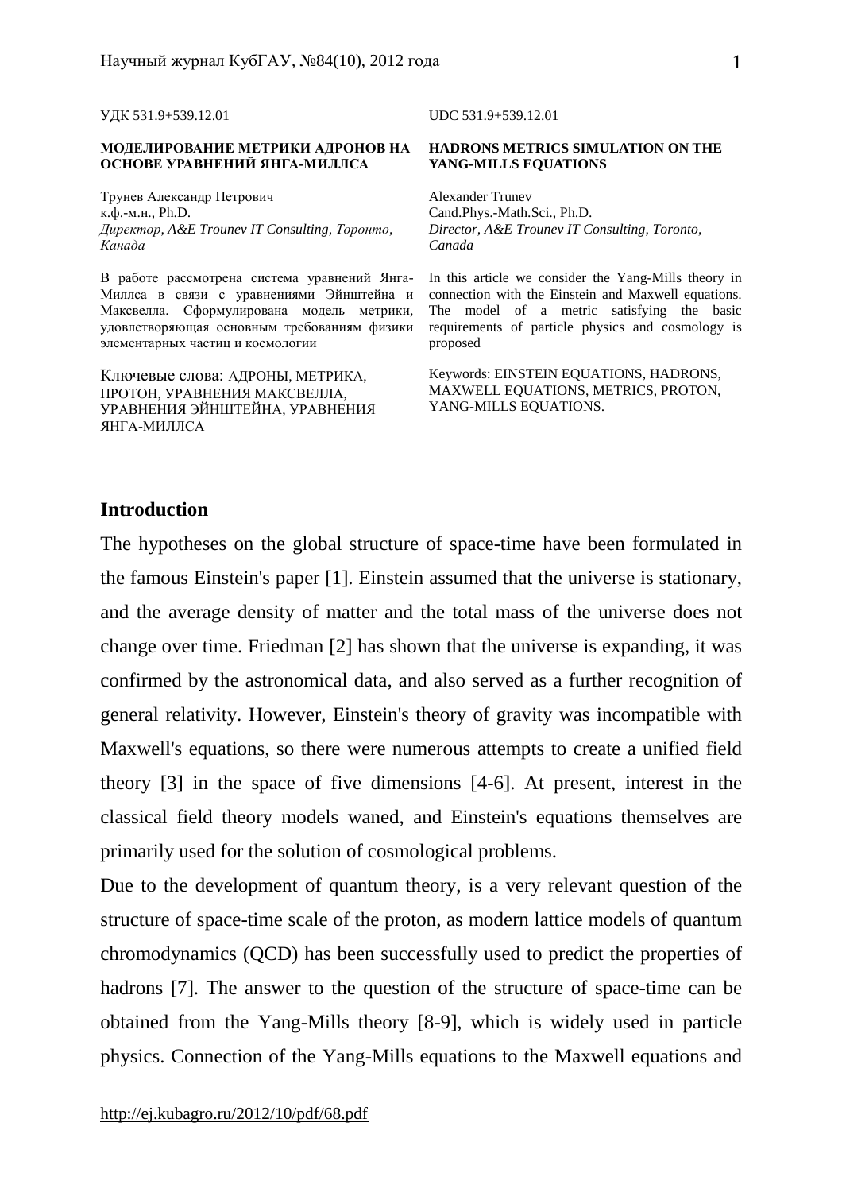УДК 531.9+539.12.01

**МОДЕЛИРОВАНИЕ МЕТРИКИ АДРОНОВ НА ОСНОВЕ УРАВНЕНИЙ ЯНГА-МИЛЛСА**

Трунев Александр Петрович
к.ф.-м.н., Ph.D.
*Директор, A&E Trounev IT Consulting, Торонто, Канада*

В работе рассмотрена система уравнений Янга-Миллса в связи с уравнениями Эйнштейна и Максвелла. Сформулирована модель метрики, удовлетворяющая основным требованиям физики элементарных частиц и космологии

Ключевые слова: АДРОНЫ, МЕТРИКА, ПРОТОН, УРАВНЕНИЯ МАКСВЕЛЛА, УРАВНЕНИЯ ЭЙНШТЕЙНА, УРАВНЕНИЯ ЯНГА-МИЛЛСА

UDC 531.9+539.12.01

**HADRONS METRICS SIMULATION ON THE YANG-MILLS EQUATIONS**

Alexander Trunev
Cand.Phys.-Math.Sci., Ph.D.
*Director, A&E Trounev IT Consulting, Toronto, Canada*

In this article we consider the Yang-Mills theory in connection with the Einstein and Maxwell equations. The model of a metric satisfying the basic requirements of particle physics and cosmology is proposed

Keywords: EINSTEIN EQUATIONS, HADRONS, MAXWELL EQUATIONS, METRICS, PROTON, YANG-MILLS EQUATIONS.

## Introduction

The hypotheses on the global structure of space-time have been formulated in the famous Einstein's paper [1]. Einstein assumed that the universe is stationary, and the average density of matter and the total mass of the universe does not change over time. Friedman [2] has shown that the universe is expanding, it was confirmed by the astronomical data, and also served as a further recognition of general relativity. However, Einstein's theory of gravity was incompatible with Maxwell's equations, so there were numerous attempts to create a unified field theory [3] in the space of five dimensions [4-6]. At present, interest in the classical field theory models waned, and Einstein's equations themselves are primarily used for the solution of cosmological problems.

Due to the development of quantum theory, is a very relevant question of the structure of space-time scale of the proton, as modern lattice models of quantum chromodynamics (QCD) has been successfully used to predict the properties of hadrons [7]. The answer to the question of the structure of space-time can be obtained from the Yang-Mills theory [8-9], which is widely used in particle physics. Connection of the Yang-Mills equations to the Maxwell equations and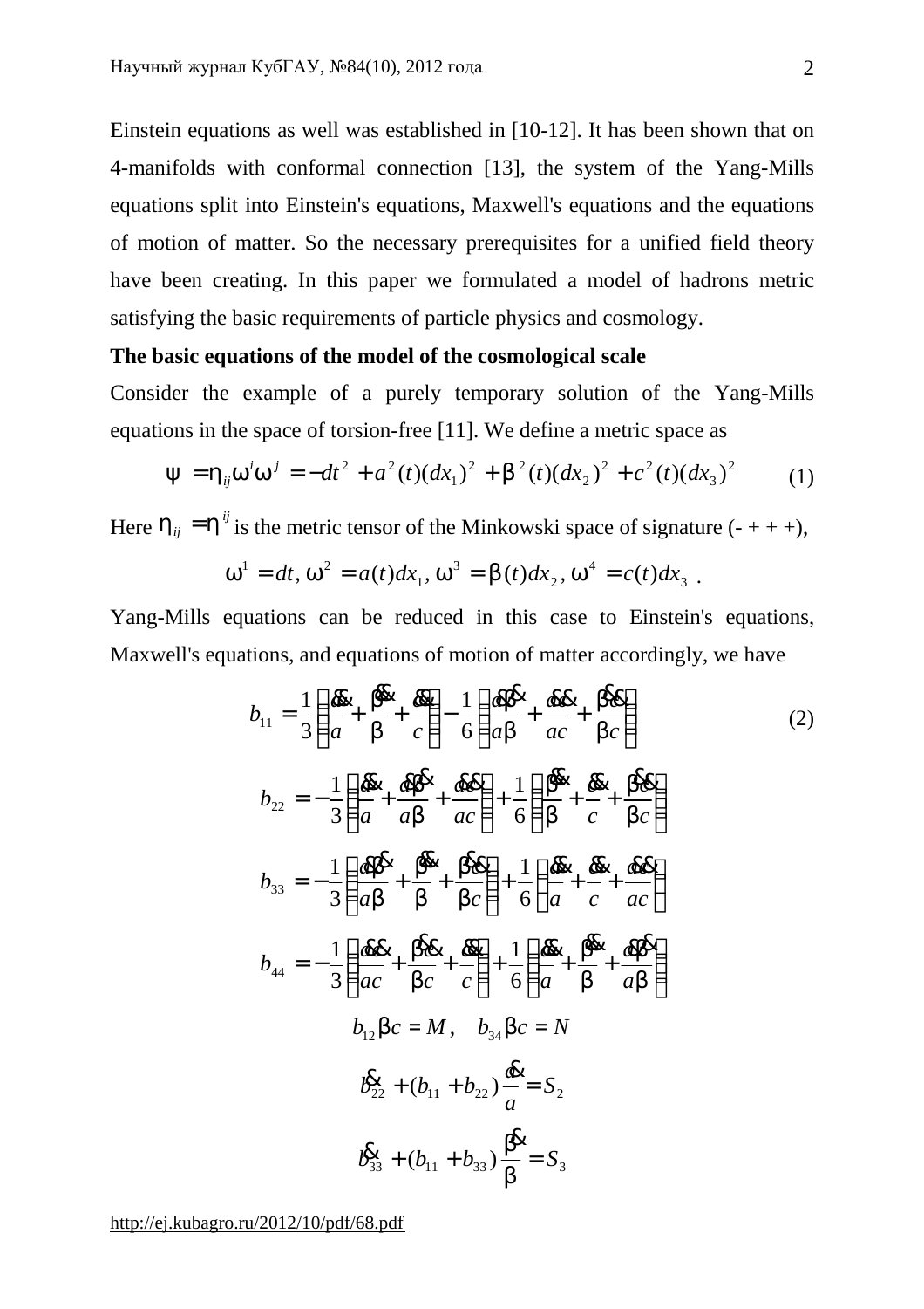Einstein equations as well was established in [10-12]. It has been shown that on 4-manifolds with conformal connection [13], the system of the Yang-Mills equations split into Einstein's equations, Maxwell's equations and the equations of motion of matter. So the necessary prerequisites for a unified field theory have been creating. In this paper we formulated a model of hadrons metric satisfying the basic requirements of particle physics and cosmology.

**The basic equations of the model of the cosmological scale**

Consider the example of a purely temporary solution of the Yang-Mills equations in the space of torsion-free [11]. We define a metric space as

$$\psi = \eta_{ij}\omega^i\omega^j = -dt^2 + a^2(t)(dx_1)^2 + \beta^2(t)(dx_2)^2 + c^2(t)(dx_3)^2 \qquad (1)$$

Here $\eta_{ij} = \eta^{ij}$ is the metric tensor of the Minkowski space of signature (- + + +),

$$\omega^1 = dt,\ \omega^2 = a(t)dx_1,\ \omega^3 = \beta(t)dx_2,\ \omega^4 = c(t)dx_3\ .$$

Yang-Mills equations can be reduced in this case to Einstein's equations, Maxwell's equations, and equations of motion of matter accordingly, we have

$$b_{11} = \frac{1}{3}\left(\frac{\ddot{a}}{a} + \frac{\ddot{\beta}}{\beta} + \frac{\ddot{c}}{c}\right) - \frac{1}{6}\left(\frac{\dot{a}\dot{\beta}}{a\beta} + \frac{\dot{a}\dot{c}}{ac} + \frac{\dot{\beta}\dot{c}}{\beta c}\right) \qquad (2)$$

$$b_{22} = -\frac{1}{3}\left(\frac{\ddot{a}}{a} + \frac{\dot{a}\dot{\beta}}{a\beta} + \frac{\dot{a}\dot{c}}{ac}\right) + \frac{1}{6}\left(\frac{\ddot{\beta}}{\beta} + \frac{\ddot{c}}{c} + \frac{\dot{\beta}\dot{c}}{\beta c}\right)$$

$$b_{33} = -\frac{1}{3}\left(\frac{\dot{a}\dot{\beta}}{a\beta} + \frac{\ddot{\beta}}{\beta} + \frac{\dot{\beta}\dot{c}}{\beta c}\right) + \frac{1}{6}\left(\frac{\ddot{a}}{a} + \frac{\ddot{c}}{c} + \frac{\dot{a}\dot{c}}{ac}\right)$$

$$b_{44} = -\frac{1}{3}\left(\frac{\dot{a}\dot{c}}{ac} + \frac{\dot{\beta}\dot{c}}{\beta c} + \frac{\ddot{c}}{c}\right) + \frac{1}{6}\left(\frac{\ddot{a}}{a} + \frac{\ddot{\beta}}{\beta} + \frac{\dot{a}\dot{\beta}}{a\beta}\right)$$

$$b_{12}\beta c = M, \quad b_{34}\beta c = N$$

$$\dot{b}_{22} + (b_{11} + b_{22})\frac{\dot{a}}{a} = S_2$$

$$\dot{b}_{33} + (b_{11} + b_{33})\frac{\dot{\beta}}{\beta} = S_3$$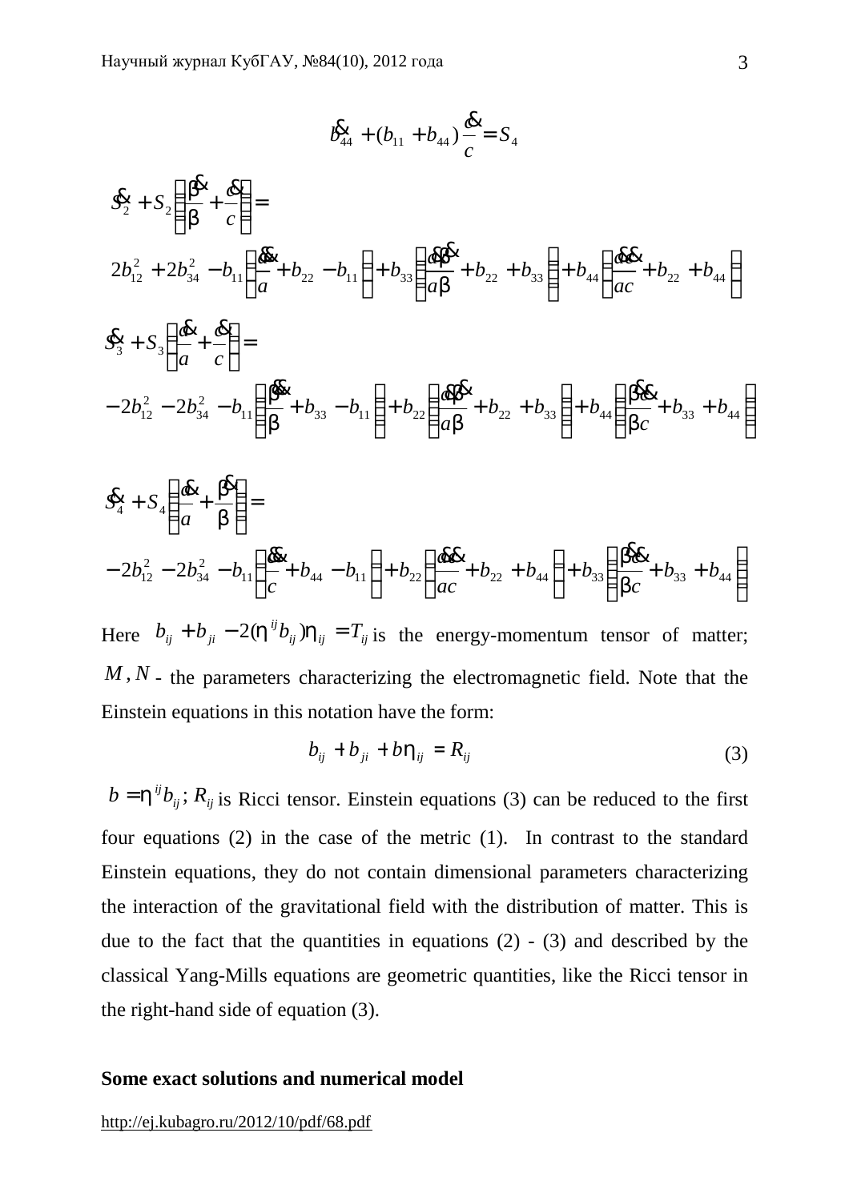$$\dot{b}_{44} + (b_{11} + b_{44})\frac{\dot{c}}{c} = S_4$$

$$\dot{S}_2 + S_2\left(\frac{\dot{\beta}}{\beta} + \frac{\dot{c}}{c}\right) =$$

$$2b_{12}^2 + 2b_{34}^2 - b_{11}\left(\frac{\ddot{a}}{a} + b_{22} - b_{11}\right) + b_{33}\left(\frac{\dot{a}\dot{\beta}}{a\beta} + b_{22} + b_{33}\right) + b_{44}\left(\frac{\dot{a}\dot{c}}{ac} + b_{22} + b_{44}\right)$$

$$\dot{S}_3 + S_3\left(\frac{\dot{a}}{a} + \frac{\dot{c}}{c}\right) =$$

$$-2b_{12}^2 - 2b_{34}^2 - b_{11}\left(\frac{\ddot{\beta}}{\beta} + b_{33} - b_{11}\right) + b_{22}\left(\frac{\dot{a}\dot{\beta}}{a\beta} + b_{22} + b_{33}\right) + b_{44}\left(\frac{\dot{\beta}\dot{c}}{\beta c} + b_{33} + b_{44}\right)$$

$$\dot{S}_4 + S_4\left(\frac{\dot{a}}{a} + \frac{\dot{\beta}}{\beta}\right) =$$

$$-2b_{12}^2 - 2b_{34}^2 - b_{11}\left(\frac{\ddot{c}}{c} + b_{44} - b_{11}\right) + b_{22}\left(\frac{\dot{a}\dot{c}}{ac} + b_{22} + b_{44}\right) + b_{33}\left(\frac{\dot{\beta}\dot{c}}{\beta c} + b_{33} + b_{44}\right)$$

Here $b_{ij} + b_{ji} - 2(\eta^{ij} b_{ij})\eta_{ij} = T_{ij}$ is the energy-momentum tensor of matter; $M, N$ - the parameters characterizing the electromagnetic field. Note that the Einstein equations in this notation have the form:

$$b_{ij} + b_{ji} + b\eta_{ij} = R_{ij} \tag{3}$$

$b = \eta^{ij} b_{ij}$; $R_{ij}$ is Ricci tensor. Einstein equations (3) can be reduced to the first four equations (2) in the case of the metric (1). In contrast to the standard Einstein equations, they do not contain dimensional parameters characterizing the interaction of the gravitational field with the distribution of matter. This is due to the fact that the quantities in equations (2) - (3) and described by the classical Yang-Mills equations are geometric quantities, like the Ricci tensor in the right-hand side of equation (3).

**Some exact solutions and numerical model**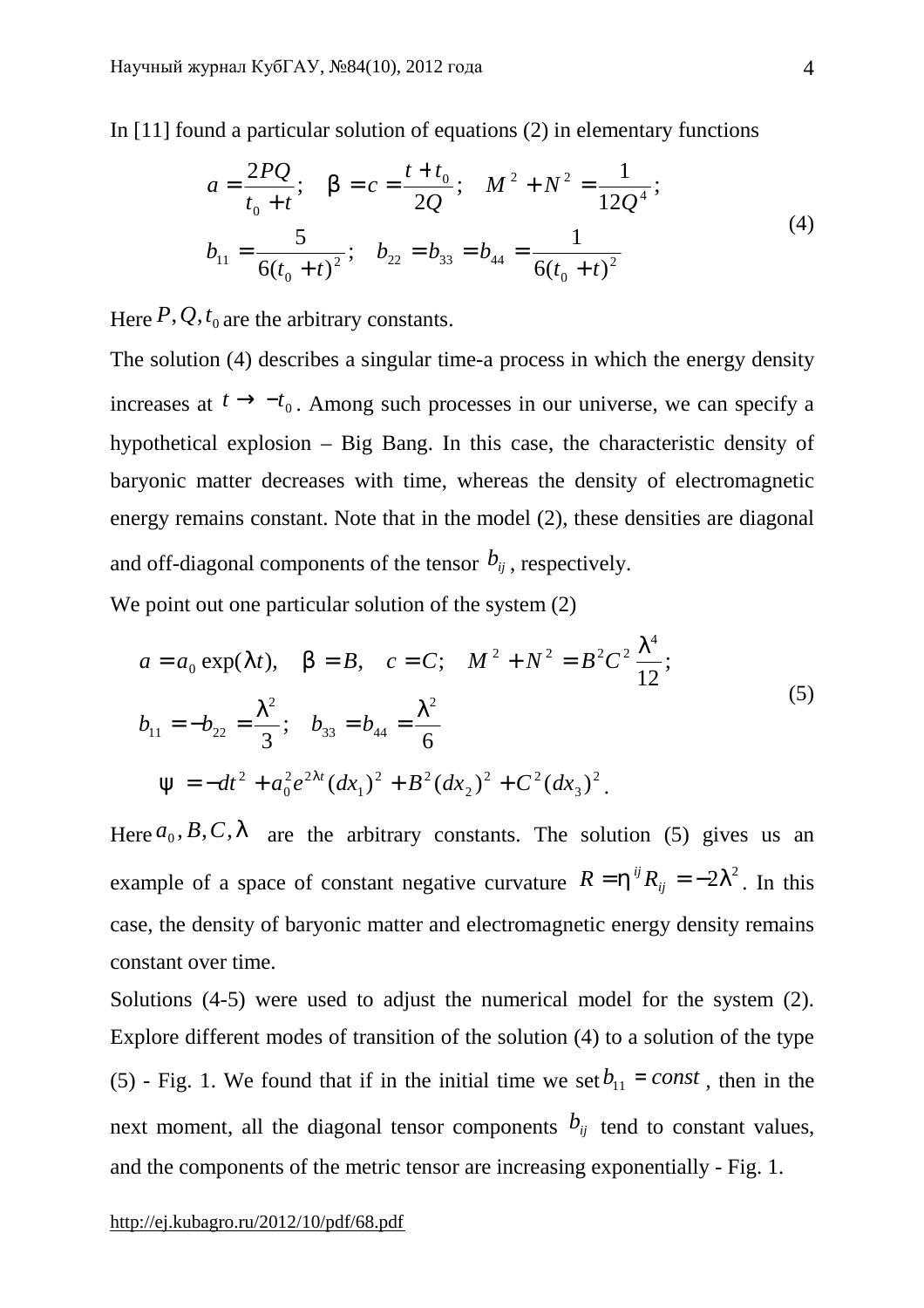In [11] found a particular solution of equations (2) in elementary functions

$$a = \frac{2PQ}{t_0 + t}; \quad \beta = c = \frac{t + t_0}{2Q}; \quad M^2 + N^2 = \frac{1}{12Q^4};$$
$$b_{11} = \frac{5}{6(t_0 + t)^2}; \quad b_{22} = b_{33} = b_{44} = \frac{1}{6(t_0 + t)^2} \tag{4}$$

Here $P, Q, t_0$ are the arbitrary constants.

The solution (4) describes a singular time-a process in which the energy density increases at $t \to -t_0$. Among such processes in our universe, we can specify a hypothetical explosion – Big Bang. In this case, the characteristic density of baryonic matter decreases with time, whereas the density of electromagnetic energy remains constant. Note that in the model (2), these densities are diagonal and off-diagonal components of the tensor $b_{ij}$, respectively.

We point out one particular solution of the system (2)

$$a = a_0 \exp(\lambda t), \quad \beta = B, \quad c = C; \quad M^2 + N^2 = B^2 C^2 \frac{\lambda^4}{12};$$
$$b_{11} = -b_{22} = \frac{\lambda^2}{3}; \quad b_{33} = b_{44} = \frac{\lambda^2}{6} \tag{5}$$
$$\psi = -dt^2 + a_0^2 e^{2\lambda t}(dx_1)^2 + B^2 (dx_2)^2 + C^2 (dx_3)^2.$$

Here $a_0, B, C, \lambda$ are the arbitrary constants. The solution (5) gives us an example of a space of constant negative curvature $R = \eta^{ij} R_{ij} = -2\lambda^2$. In this case, the density of baryonic matter and electromagnetic energy density remains constant over time.

Solutions (4-5) were used to adjust the numerical model for the system (2). Explore different modes of transition of the solution (4) to a solution of the type (5) - Fig. 1. We found that if in the initial time we set $b_{11} = const$, then in the next moment, all the diagonal tensor components $b_{ij}$ tend to constant values, and the components of the metric tensor are increasing exponentially - Fig. 1.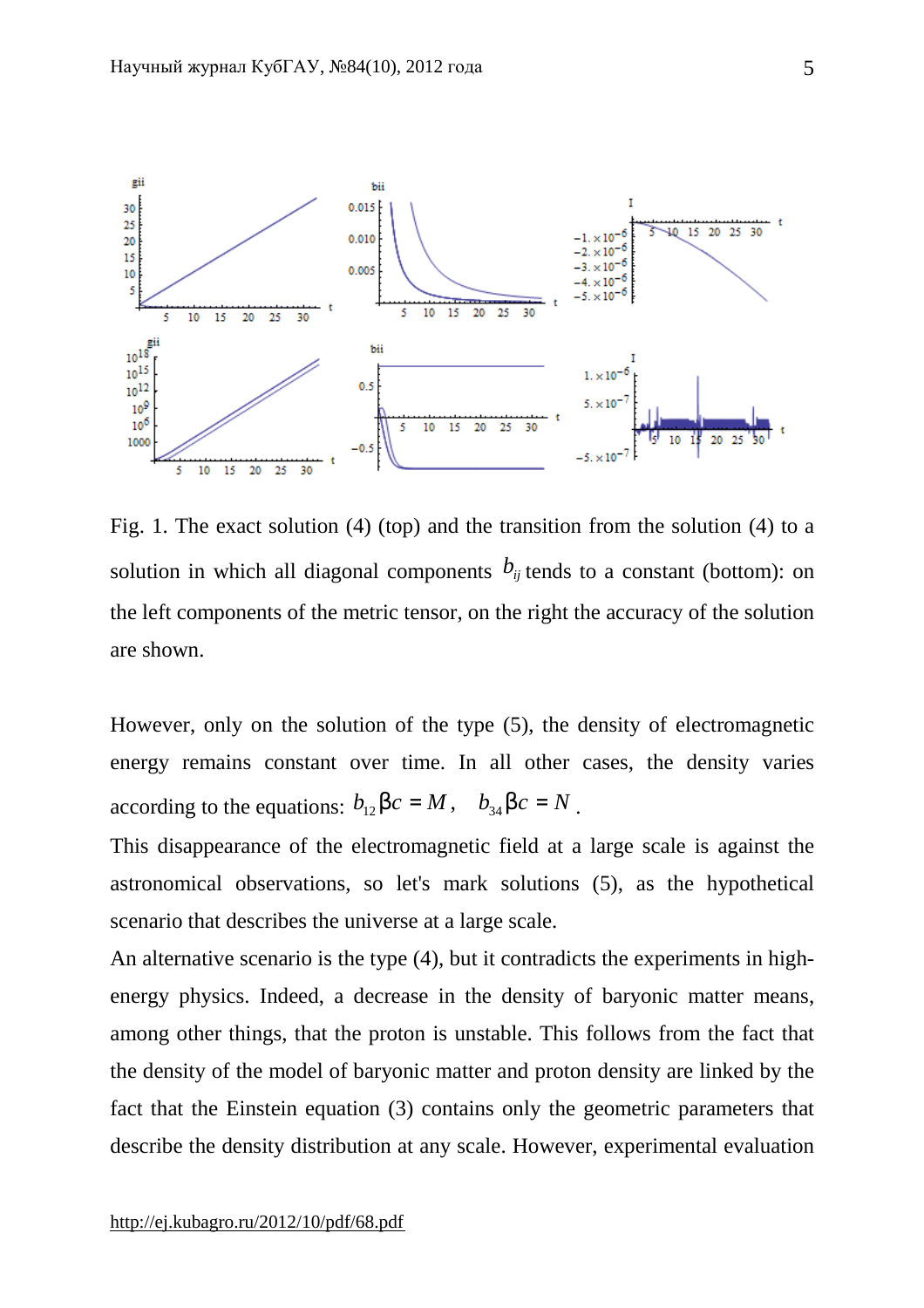gii

30
25
20
15
10
5

5 10 15 20 25 30 t

bii

0.015
0.010
0.005

5 10 15 20 25 30 t

I

5 10 15 20 25 30 t

$-1.\times10^{-6}$
$-2.\times10^{-6}$
$-3.\times10^{-6}$
$-4.\times10^{-6}$
$-5.\times10^{-6}$

gii

$10^{18}$
$10^{15}$
$10^{12}$
$10^{9}$
$10^{6}$
1000

5 10 15 20 25 30 t

bii

0.5

5 10 15 20 25 30 t

−0.5

I

$1.\times10^{-6}$
$5.\times10^{-7}$

5 10 15 20 25 30 t

$-5.\times10^{-7}$

Fig. 1. The exact solution (4) (top) and the transition from the solution (4) to a solution in which all diagonal components $b_{ij}$ tends to a constant (bottom): on the left components of the metric tensor, on the right the accuracy of the solution are shown.

However, only on the solution of the type (5), the density of electromagnetic energy remains constant over time. In all other cases, the density varies according to the equations: $b_{12}\beta c = M$, $b_{34}\beta c = N$.

This disappearance of the electromagnetic field at a large scale is against the astronomical observations, so let's mark solutions (5), as the hypothetical scenario that describes the universe at a large scale.

An alternative scenario is the type (4), but it contradicts the experiments in high-energy physics. Indeed, a decrease in the density of baryonic matter means, among other things, that the proton is unstable. This follows from the fact that the density of the model of baryonic matter and proton density are linked by the fact that the Einstein equation (3) contains only the geometric parameters that describe the density distribution at any scale. However, experimental evaluation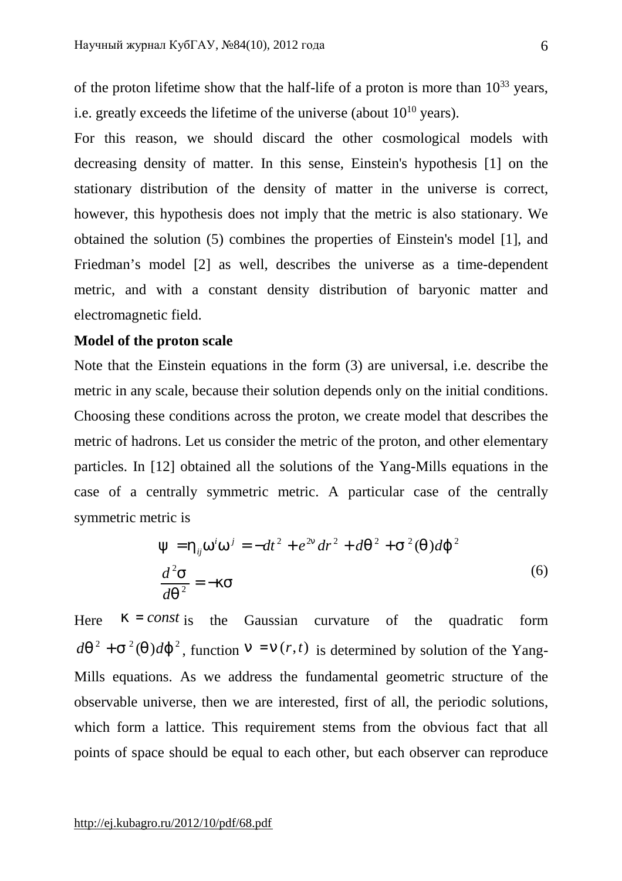of the proton lifetime show that the half-life of a proton is more than $10^{33}$ years, i.e. greatly exceeds the lifetime of the universe (about $10^{10}$ years).

For this reason, we should discard the other cosmological models with decreasing density of matter. In this sense, Einstein's hypothesis [1] on the stationary distribution of the density of matter in the universe is correct, however, this hypothesis does not imply that the metric is also stationary. We obtained the solution (5) combines the properties of Einstein's model [1], and Friedman's model [2] as well, describes the universe as a time-dependent metric, and with a constant density distribution of baryonic matter and electromagnetic field.

**Model of the proton scale**

Note that the Einstein equations in the form (3) are universal, i.e. describe the metric in any scale, because their solution depends only on the initial conditions. Choosing these conditions across the proton, we create model that describes the metric of hadrons. Let us consider the metric of the proton, and other elementary particles. In [12] obtained all the solutions of the Yang-Mills equations in the case of a centrally symmetric metric. A particular case of the centrally symmetric metric is

$$
\begin{aligned}
\psi &= \eta_{ij}\omega^i\omega^j = -dt^2 + e^{2\nu}dr^2 + d\theta^2 + \sigma^2(\theta)d\varphi^2 \\
\frac{d^2\sigma}{d\theta^2} &= -\kappa\sigma
\end{aligned}
\tag{6}
$$

Here $\kappa = const$ is the Gaussian curvature of the quadratic form $d\theta^2 + \sigma^2(\theta)d\varphi^2$, function $\nu = \nu(r,t)$ is determined by solution of the Yang-Mills equations. As we address the fundamental geometric structure of the observable universe, then we are interested, first of all, the periodic solutions, which form a lattice. This requirement stems from the obvious fact that all points of space should be equal to each other, but each observer can reproduce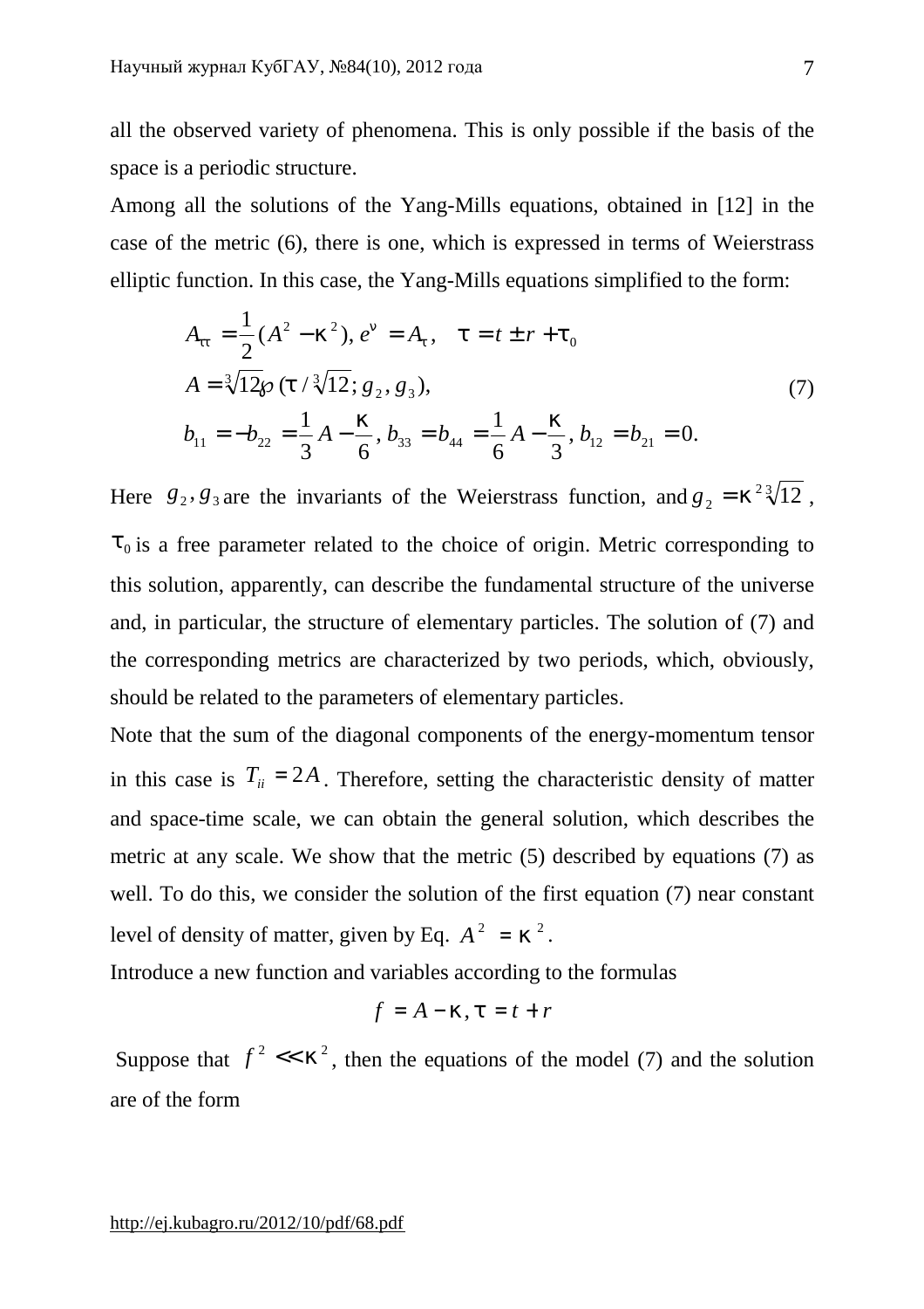all the observed variety of phenomena. This is only possible if the basis of the space is a periodic structure.

Among all the solutions of the Yang-Mills equations, obtained in [12] in the case of the metric (6), there is one, which is expressed in terms of Weierstrass elliptic function. In this case, the Yang-Mills equations simplified to the form:

$$
\begin{aligned}
&A_{\tau\tau} = \frac{1}{2}(A^2 - \kappa^2),\ e^{\nu} = A_{\tau}, \quad \tau = t \pm r + \tau_0 \\
&A = \sqrt[3]{12}\wp(\tau / \sqrt[3]{12}; g_2, g_3), \\
&b_{11} = -b_{22} = \frac{1}{3}A - \frac{\kappa}{6},\ b_{33} = b_{44} = \frac{1}{6}A - \frac{\kappa}{3},\ b_{12} = b_{21} = 0.
\end{aligned}
\tag{7}
$$

Here $g_2, g_3$ are the invariants of the Weierstrass function, and $g_2 = \kappa^2\sqrt[3]{12}$, $\tau_0$ is a free parameter related to the choice of origin. Metric corresponding to this solution, apparently, can describe the fundamental structure of the universe and, in particular, the structure of elementary particles. The solution of (7) and the corresponding metrics are characterized by two periods, which, obviously, should be related to the parameters of elementary particles.

Note that the sum of the diagonal components of the energy-momentum tensor in this case is $T_{ii} = 2A$. Therefore, setting the characteristic density of matter and space-time scale, we can obtain the general solution, which describes the metric at any scale. We show that the metric (5) described by equations (7) as well. To do this, we consider the solution of the first equation (7) near constant level of density of matter, given by Eq. $A^2 = \kappa^2$.

Introduce a new function and variables according to the formulas

$$
f = A - \kappa, \tau = t + r
$$

Suppose that $f^2 \ll \kappa^2$, then the equations of the model (7) and the solution are of the form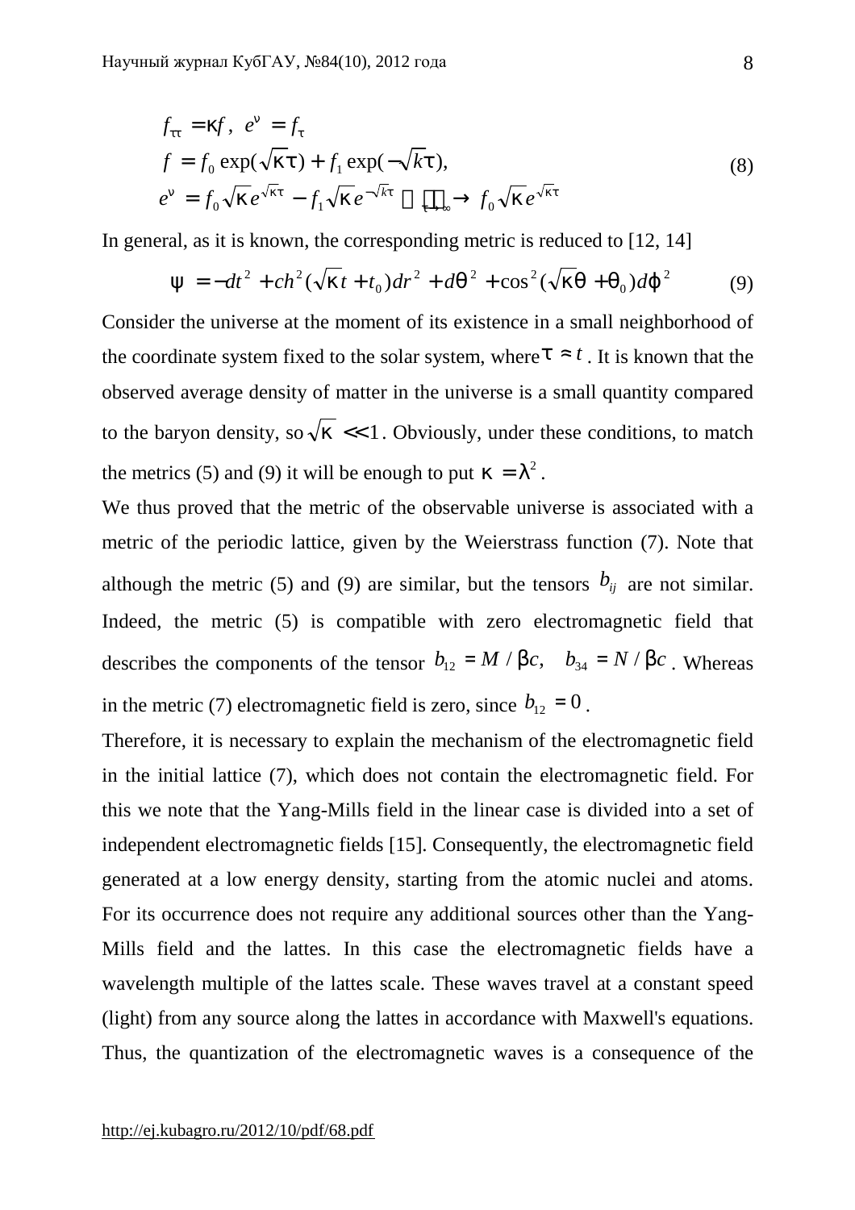$$
\begin{aligned}
&f_{\tau\tau} = \kappa f, \ e^{\nu} = f_{\tau} \\
&f = f_0 \exp(\sqrt{\kappa}\tau) + f_1 \exp(-\sqrt{k}\tau), \\
&e^{\nu} = f_0\sqrt{\kappa}e^{\sqrt{\kappa}\tau} - f_1\sqrt{\kappa}e^{-\sqrt{k}\tau} \xrightarrow{\tau\to\infty} f_0\sqrt{\kappa}e^{\sqrt{\kappa}\tau}
\end{aligned} \tag{8}
$$

In general, as it is known, the corresponding metric is reduced to [12, 14]

$$
\psi = -dt^2 + ch^2(\sqrt{\kappa}t + t_0)dr^2 + d\theta^2 + \cos^2(\sqrt{\kappa}\theta + \theta_0)d\varphi^2 \tag{9}
$$

Consider the universe at the moment of its existence in a small neighborhood of the coordinate system fixed to the solar system, where $\tau \approx t$. It is known that the observed average density of matter in the universe is a small quantity compared to the baryon density, so $\sqrt{\kappa} << 1$. Obviously, under these conditions, to match the metrics (5) and (9) it will be enough to put $\kappa = \lambda^2$.

We thus proved that the metric of the observable universe is associated with a metric of the periodic lattice, given by the Weierstrass function (7). Note that although the metric (5) and (9) are similar, but the tensors $b_{ij}$ are not similar. Indeed, the metric (5) is compatible with zero electromagnetic field that describes the components of the tensor $b_{12} = M/\beta c, \quad b_{34} = N/\beta c$. Whereas in the metric (7) electromagnetic field is zero, since $b_{12} = 0$.

Therefore, it is necessary to explain the mechanism of the electromagnetic field in the initial lattice (7), which does not contain the electromagnetic field. For this we note that the Yang-Mills field in the linear case is divided into a set of independent electromagnetic fields [15]. Consequently, the electromagnetic field generated at a low energy density, starting from the atomic nuclei and atoms. For its occurrence does not require any additional sources other than the Yang-Mills field and the lattes. In this case the electromagnetic fields have a wavelength multiple of the lattes scale. These waves travel at a constant speed (light) from any source along the lattes in accordance with Maxwell's equations. Thus, the quantization of the electromagnetic waves is a consequence of the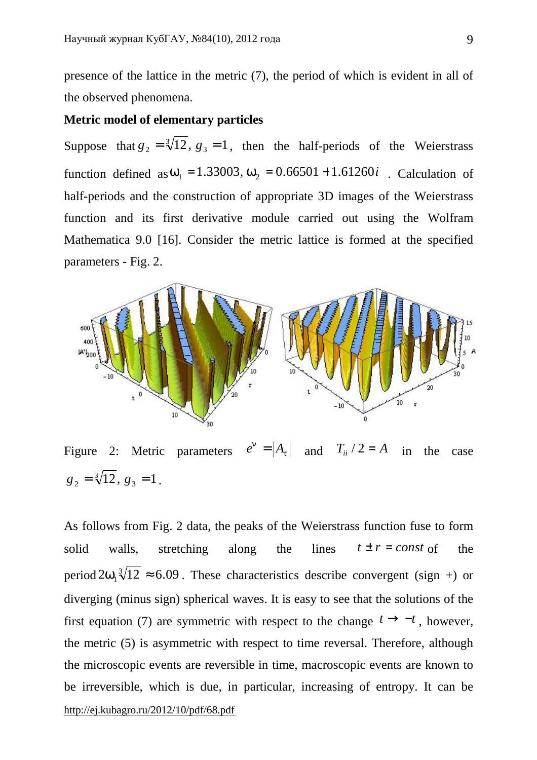presence of the lattice in the metric (7), the period of which is evident in all of the observed phenomena.

**Metric model of elementary particles**

Suppose that $g_2 = \sqrt[3]{12},\ g_3 = 1$, then the half-periods of the Weierstrass function defined as $\omega_1 = 1.33003,\ \omega_2 = 0.66501 + 1.61260i$ . Calculation of half-periods and the construction of appropriate 3D images of the Weierstrass function and its first derivative module carried out using the Wolfram Mathematica 9.0 [16]. Consider the metric lattice is formed at the specified parameters - Fig. 2.

Figure 2: Metric parameters $e^{\nu} = |A_\tau|$ and $T_{ii}/2 = A$ in the case $g_2 = \sqrt[3]{12},\ g_3 = 1$.

As follows from Fig. 2 data, the peaks of the Weierstrass function fuse to form solid walls, stretching along the lines $t \pm r = const$ of the period $2\omega_1 \sqrt[3]{12} \approx 6.09$. These characteristics describe convergent (sign +) or diverging (minus sign) spherical waves. It is easy to see that the solutions of the first equation (7) are symmetric with respect to the change $t \to -t$, however, the metric (5) is asymmetric with respect to time reversal. Therefore, although the microscopic events are reversible in time, macroscopic events are known to be irreversible, which is due, in particular, increasing of entropy. It can be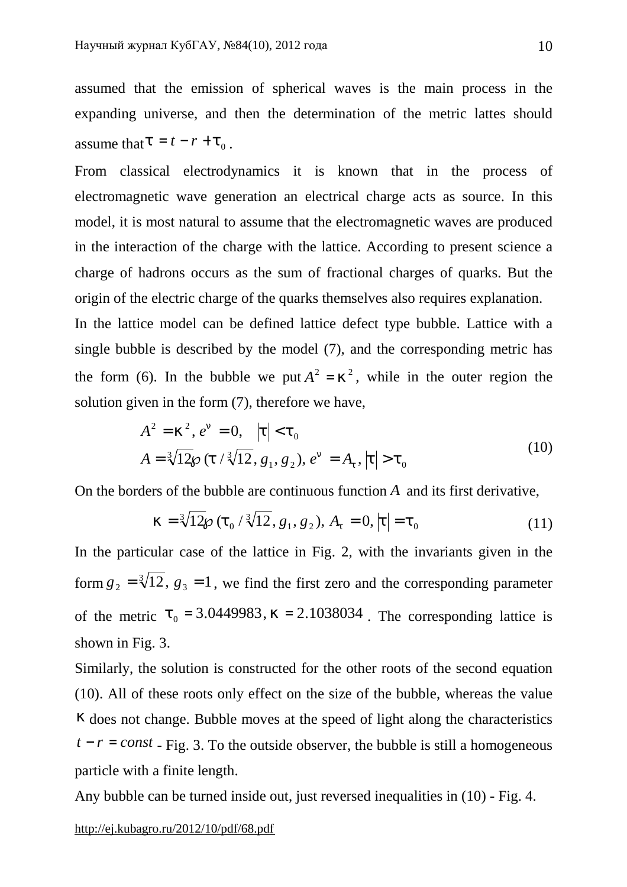assumed that the emission of spherical waves is the main process in the expanding universe, and then the determination of the metric lattes should assume that $\tau = t - r + \tau_0$.

From classical electrodynamics it is known that in the process of electromagnetic wave generation an electrical charge acts as source. In this model, it is most natural to assume that the electromagnetic waves are produced in the interaction of the charge with the lattice. According to present science a charge of hadrons occurs as the sum of fractional charges of quarks. But the origin of the electric charge of the quarks themselves also requires explanation.

In the lattice model can be defined lattice defect type bubble. Lattice with a single bubble is described by the model (7), and the corresponding metric has the form (6). In the bubble we put $A^2 = \kappa^2$, while in the outer region the solution given in the form (7), therefore we have,

$$
\begin{aligned}
&A^2 = \kappa^2,\ e^{\nu} = 0, \quad |\tau| < \tau_0 \\
&A = \sqrt[3]{12}\wp(\tau / \sqrt[3]{12}, g_1, g_2),\ e^{\nu} = A_{\tau},\ |\tau| > \tau_0
\end{aligned}
\tag{10}
$$

On the borders of the bubble are continuous function $A$ and its first derivative,

$$
\kappa = \sqrt[3]{12}\wp(\tau_0 / \sqrt[3]{12}, g_1, g_2),\ A_{\tau} = 0,\ |\tau| = \tau_0 \tag{11}
$$

In the particular case of the lattice in Fig. 2, with the invariants given in the form $g_2 = \sqrt[3]{12},\ g_3 = 1$, we find the first zero and the corresponding parameter of the metric $\tau_0 = 3.0449983,\ \kappa = 2.1038034$. The corresponding lattice is shown in Fig. 3.

Similarly, the solution is constructed for the other roots of the second equation (10). All of these roots only effect on the size of the bubble, whereas the value $\kappa$ does not change. Bubble moves at the speed of light along the characteristics $t - r = const$ - Fig. 3. To the outside observer, the bubble is still a homogeneous particle with a finite length.

Any bubble can be turned inside out, just reversed inequalities in (10) - Fig. 4.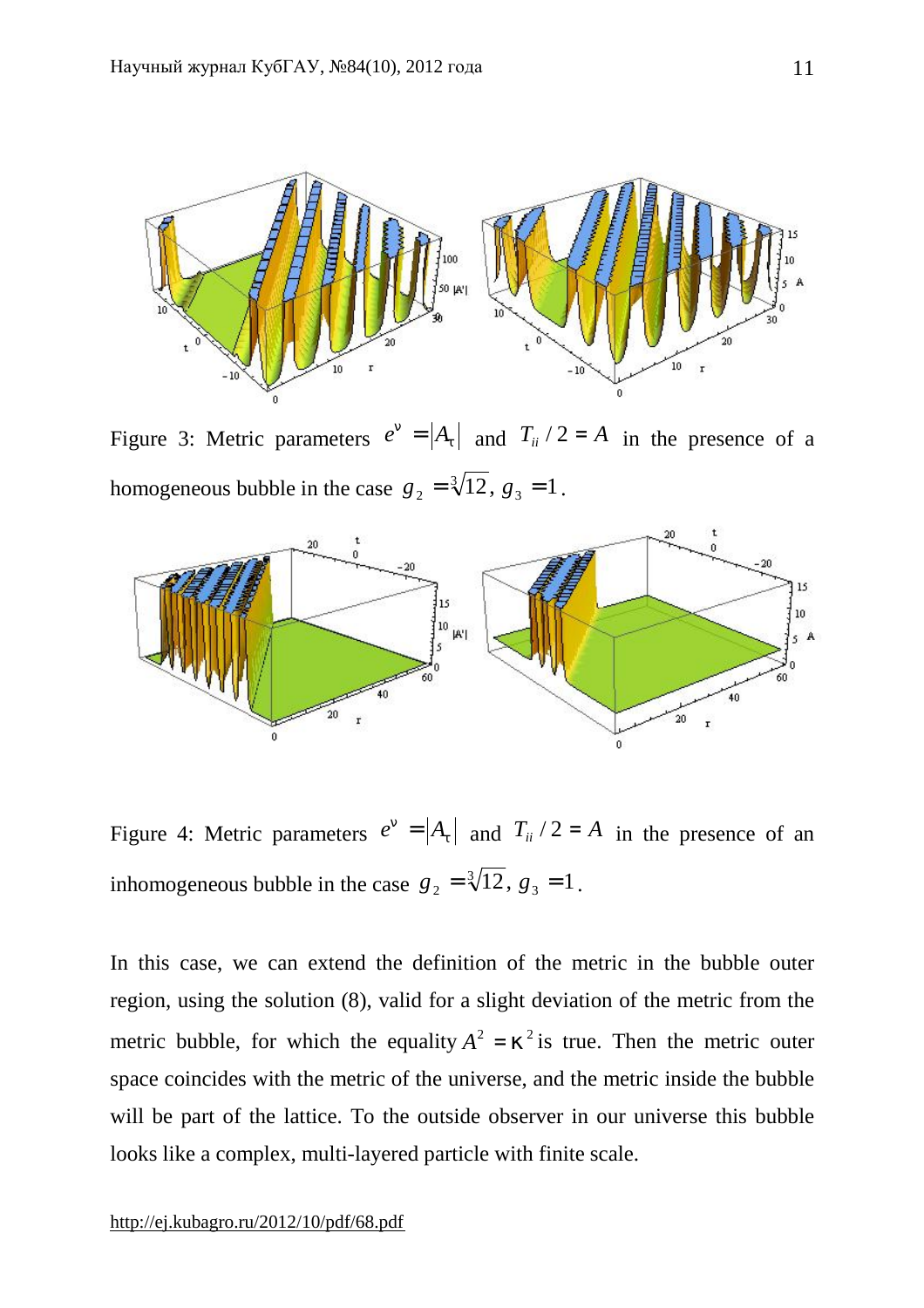Figure 3: Metric parameters $e^{\nu} = |A_{\tau}|$ and $T_{ii}/2 = A$ in the presence of a homogeneous bubble in the case $g_2 = \sqrt[3]{12}$, $g_3 = 1$.

Figure 4: Metric parameters $e^{\nu} = |A_{\tau}|$ and $T_{ii}/2 = A$ in the presence of an inhomogeneous bubble in the case $g_2 = \sqrt[3]{12}$, $g_3 = 1$.

In this case, we can extend the definition of the metric in the bubble outer region, using the solution (8), valid for a slight deviation of the metric from the metric bubble, for which the equality $A^2 = \kappa^2$ is true. Then the metric outer space coincides with the metric of the universe, and the metric inside the bubble will be part of the lattice. To the outside observer in our universe this bubble looks like a complex, multi-layered particle with finite scale.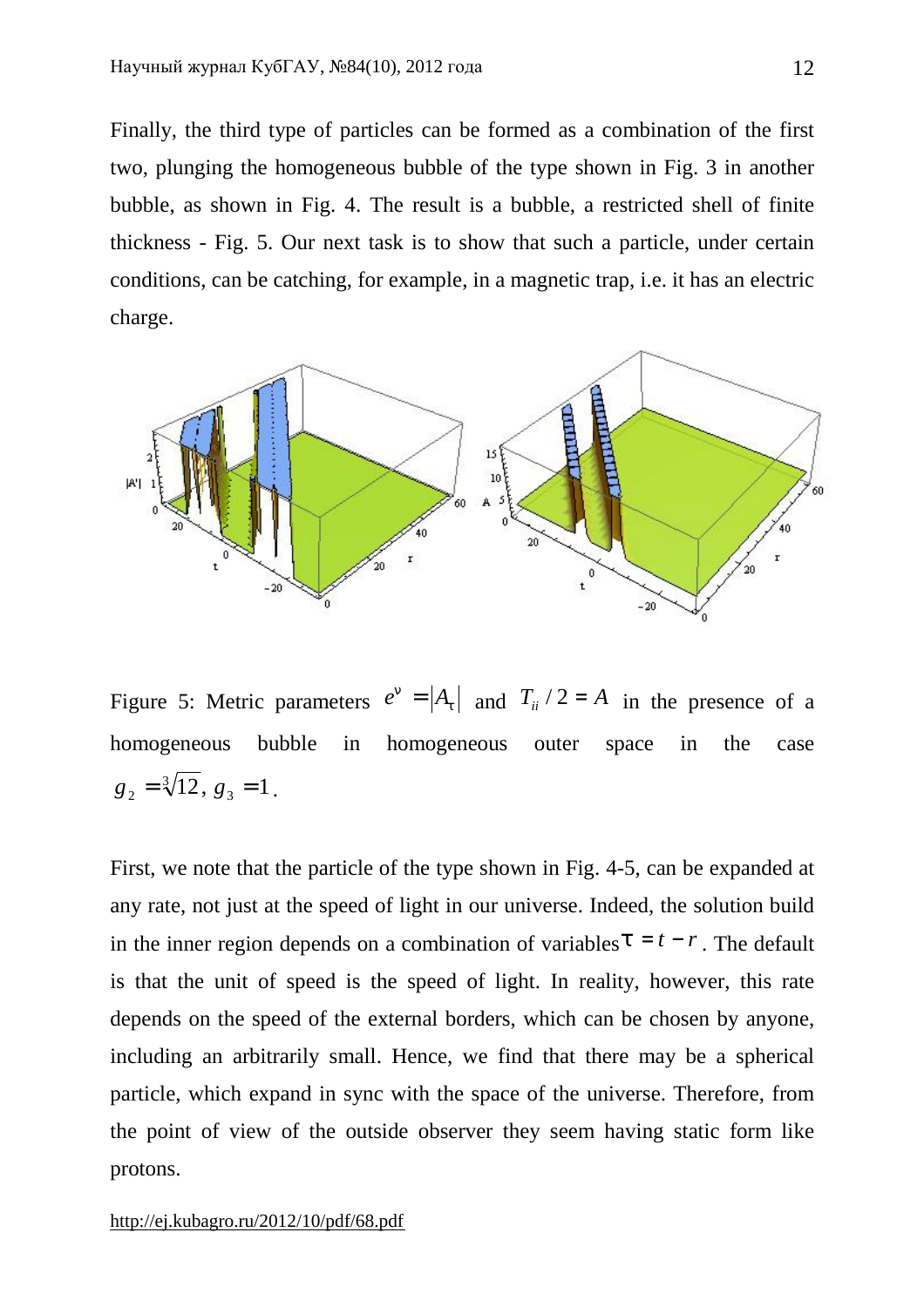Finally, the third type of particles can be formed as a combination of the first two, plunging the homogeneous bubble of the type shown in Fig. 3 in another bubble, as shown in Fig. 4. The result is a bubble, a restricted shell of finite thickness - Fig. 5. Our next task is to show that such a particle, under certain conditions, can be catching, for example, in a magnetic trap, i.e. it has an electric charge.

|A'|
2
1
0
20
0
t
-20
0
20
40
60
r

A
15
10
5
0
20
0
t
-20
0
20
40
60
r

Figure 5: Metric parameters $e^{\nu} = |A_{\tau}|$ and $T_{ii}/2 = A$ in the presence of a homogeneous bubble in homogeneous outer space in the case $g_2 = \sqrt[3]{12},\ g_3 = 1$.

First, we note that the particle of the type shown in Fig. 4-5, can be expanded at any rate, not just at the speed of light in our universe. Indeed, the solution build in the inner region depends on a combination of variables $\tau = t - r$. The default is that the unit of speed is the speed of light. In reality, however, this rate depends on the speed of the external borders, which can be chosen by anyone, including an arbitrarily small. Hence, we find that there may be a spherical particle, which expand in sync with the space of the universe. Therefore, from the point of view of the outside observer they seem having static form like protons.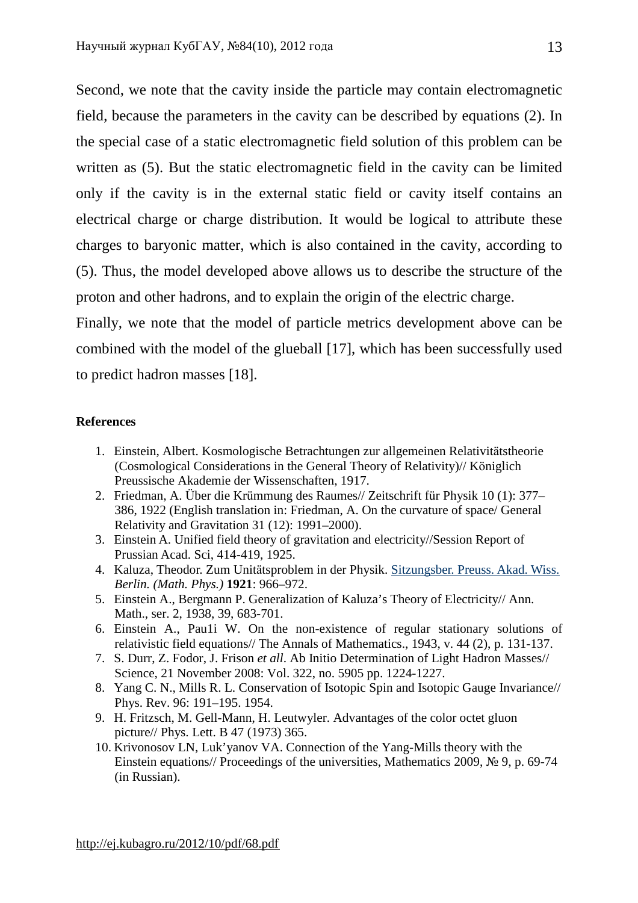Second, we note that the cavity inside the particle may contain electromagnetic field, because the parameters in the cavity can be described by equations (2). In the special case of a static electromagnetic field solution of this problem can be written as (5). But the static electromagnetic field in the cavity can be limited only if the cavity is in the external static field or cavity itself contains an electrical charge or charge distribution. It would be logical to attribute these charges to baryonic matter, which is also contained in the cavity, according to (5). Thus, the model developed above allows us to describe the structure of the proton and other hadrons, and to explain the origin of the electric charge.

Finally, we note that the model of particle metrics development above can be combined with the model of the glueball [17], which has been successfully used to predict hadron masses [18].

**References**

1. Einstein, Albert. Kosmologische Betrachtungen zur allgemeinen Relativitätstheorie (Cosmological Considerations in the General Theory of Relativity)// Königlich Preussische Akademie der Wissenschaften, 1917.
2. Friedman, A. Über die Krümmung des Raumes// Zeitschrift für Physik 10 (1): 377–386, 1922 (English translation in: Friedman, A. On the curvature of space/ General Relativity and Gravitation 31 (12): 1991–2000).
3. Einstein A. Unified field theory of gravitation and electricity//Session Report of Prussian Acad. Sci, 414-419, 1925.
4. Kaluza, Theodor. Zum Unitätsproblem in der Physik. Sitzungsber. Preuss. Akad. Wiss. *Berlin. (Math. Phys.)* **1921**: 966–972.
5. Einstein A., Bergmann P. Generalization of Kaluza's Theory of Electricity// Ann. Math., ser. 2, 1938, 39, 683-701.
6. Einstein A., Pau1i W. On the non-existence of regular stationary solutions of relativistic field equations// The Annals of Mathematics., 1943, v. 44 (2), p. 131-137.
7. S. Durr, Z. Fodor, J. Frison *et all*. Ab Initio Determination of Light Hadron Masses// Science, 21 November 2008: Vol. 322, no. 5905 pp. 1224-1227.
8. Yang C. N., Mills R. L. Conservation of Isotopic Spin and Isotopic Gauge Invariance// Phys. Rev. 96: 191–195. 1954.
9. H. Fritzsch, M. Gell-Mann, H. Leutwyler. Advantages of the color octet gluon picture// Phys. Lett. B 47 (1973) 365.
10. Krivonosov LN, Luk'yanov VA. Connection of the Yang-Mills theory with the Einstein equations// Proceedings of the universities, Mathematics 2009, № 9, p. 69-74 (in Russian).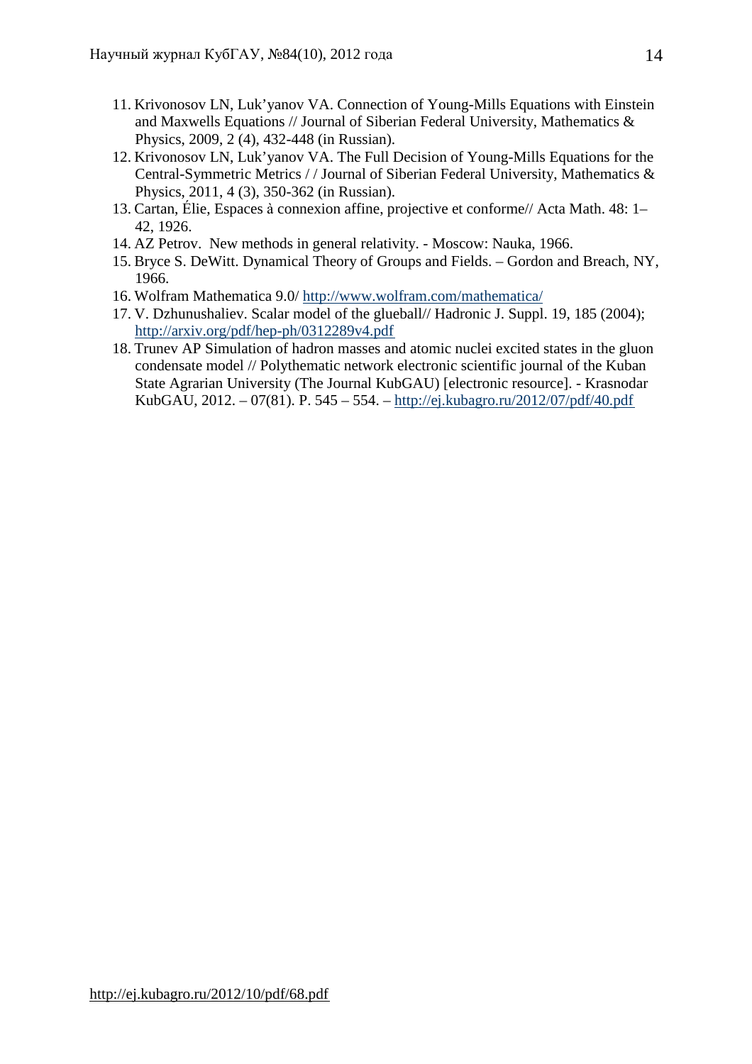11. Krivonosov LN, Luk'yanov VA. Connection of Young-Mills Equations with Einstein and Maxwells Equations // Journal of Siberian Federal University, Mathematics & Physics, 2009, 2 (4), 432-448 (in Russian).
12. Krivonosov LN, Luk'yanov VA. The Full Decision of Young-Mills Equations for the Central-Symmetric Metrics / / Journal of Siberian Federal University, Mathematics & Physics, 2011, 4 (3), 350-362 (in Russian).
13. Cartan, Élie, Espaces à connexion affine, projective et conforme// Acta Math. 48: 1–42, 1926.
14. AZ Petrov. New methods in general relativity. - Moscow: Nauka, 1966.
15. Bryce S. DeWitt. Dynamical Theory of Groups and Fields. – Gordon and Breach, NY, 1966.
16. Wolfram Mathematica 9.0/ http://www.wolfram.com/mathematica/
17. V. Dzhunushaliev. Scalar model of the glueball// Hadronic J. Suppl. 19, 185 (2004); http://arxiv.org/pdf/hep-ph/0312289v4.pdf
18. Trunev AP Simulation of hadron masses and atomic nuclei excited states in the gluon condensate model // Polythematic network electronic scientific journal of the Kuban State Agrarian University (The Journal KubGAU) [electronic resource]. - Krasnodar KubGAU, 2012. – 07(81). P. 545 – 554. – http://ej.kubagro.ru/2012/07/pdf/40.pdf